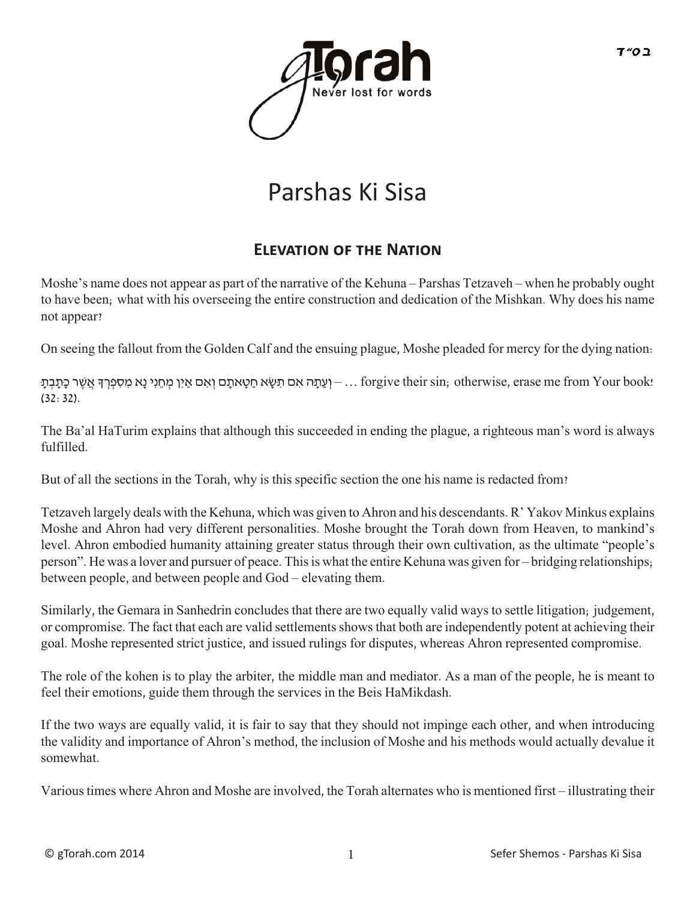# Parshas Ki Sisa

## Elevation of the Nation

Moshe's name does not appear as part of the narrative of the Kehuna – Parshas Tetzaveh – when he probably ought to have been; what with his overseeing the entire construction and dedication of the Mishkan. Why does his name not appear?

On seeing the fallout from the Golden Calf and the ensuing plague, Moshe pleaded for mercy for the dying nation:

וְעַתָּה אִם תִּשָּׂא חַטָּאתָם וְאִם אַיִן מְחֵנִי נָא מִסִּפְרְךָ אֲשֶׁר כָּתָבְתָּ – … forgive their sin; otherwise, erase me from Your book! (32:32).

The Ba'al HaTurim explains that although this succeeded in ending the plague, a righteous man's word is always fulfilled.

But of all the sections in the Torah, why is this specific section the one his name is redacted from?

Tetzaveh largely deals with the Kehuna, which was given to Ahron and his descendants. R' Yakov Minkus explains Moshe and Ahron had very different personalities. Moshe brought the Torah down from Heaven, to mankind's level. Ahron embodied humanity attaining greater status through their own cultivation, as the ultimate "people's person". He was a lover and pursuer of peace. This is what the entire Kehuna was given for – bridging relationships; between people, and between people and God – elevating them.

Similarly, the Gemara in Sanhedrin concludes that there are two equally valid ways to settle litigation; judgement, or compromise. The fact that each are valid settlements shows that both are independently potent at achieving their goal. Moshe represented strict justice, and issued rulings for disputes, whereas Ahron represented compromise.

The role of the kohen is to play the arbiter, the middle man and mediator. As a man of the people, he is meant to feel their emotions, guide them through the services in the Beis HaMikdash.

If the two ways are equally valid, it is fair to say that they should not impinge each other, and when introducing the validity and importance of Ahron's method, the inclusion of Moshe and his methods would actually devalue it somewhat.

Various times where Ahron and Moshe are involved, the Torah alternates who is mentioned first – illustrating their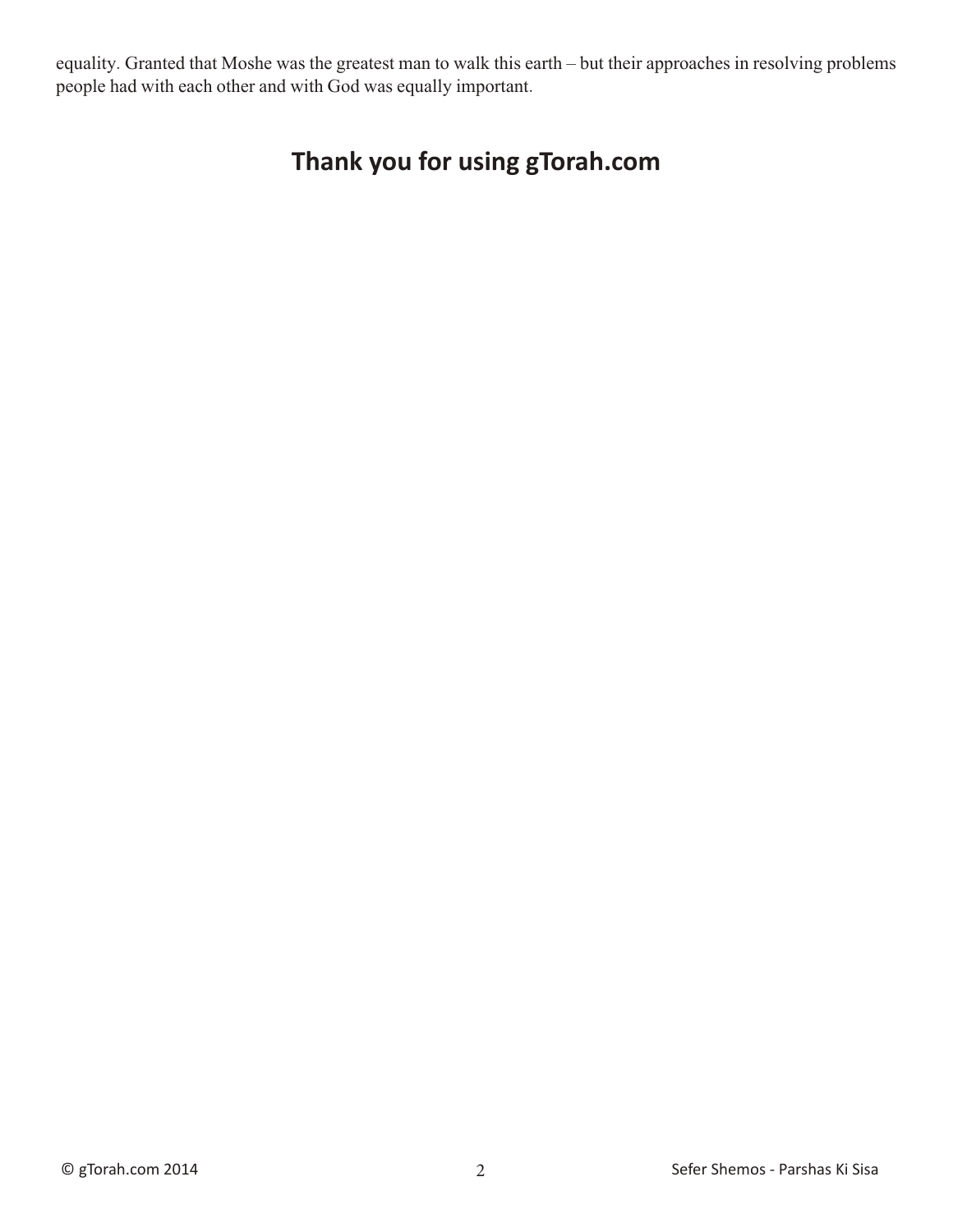equality. Granted that Moshe was the greatest man to walk this earth – but their approaches in resolving problems people had with each other and with God was equally important.

## Thank you for using gTorah.com